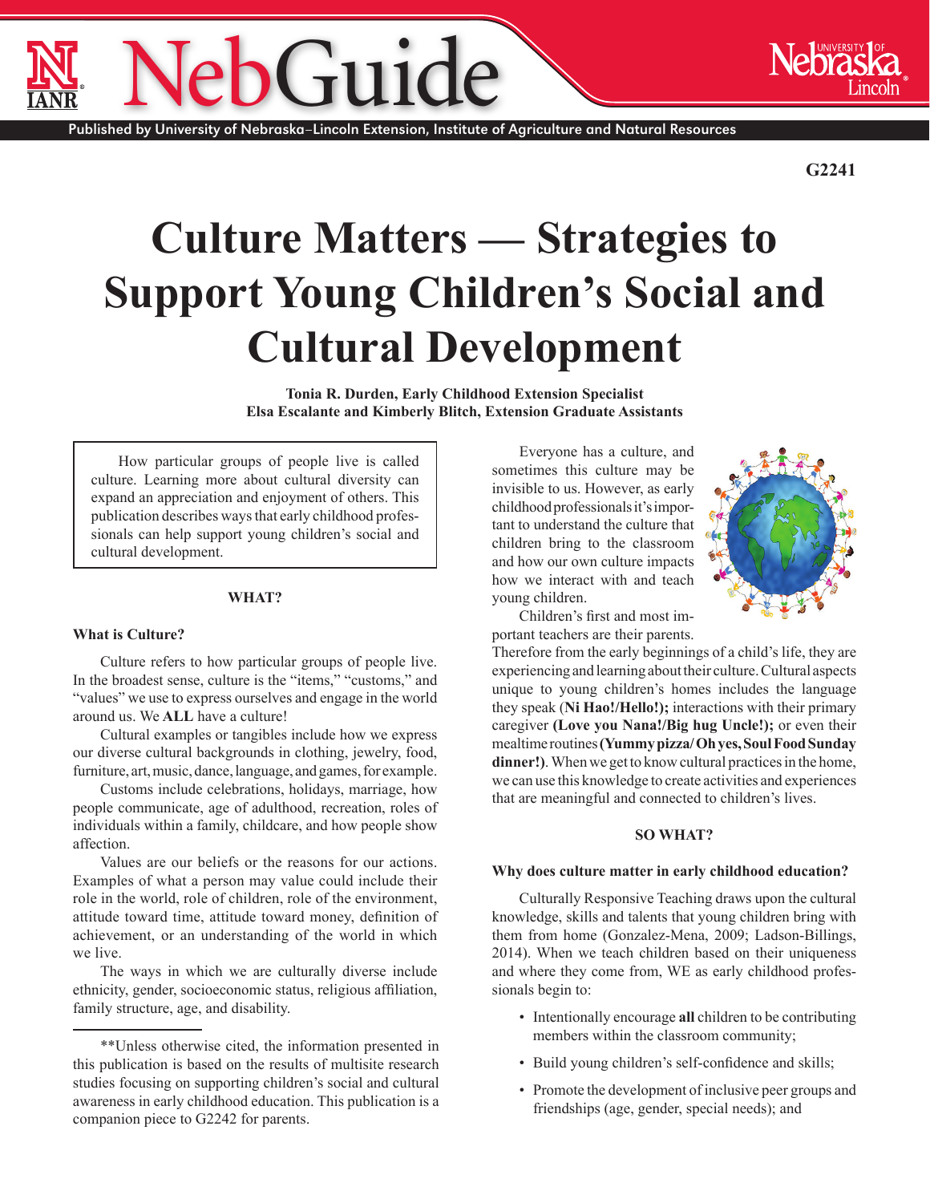# NebGuide

Published by University of Nebraska–Lincoln Extension, Institute of Agriculture and Natural Resources

G2241

# Culture Matters — Strategies to Support Young Children's Social and Cultural Development

**Tonia R. Durden, Early Childhood Extension Specialist**
**Elsa Escalante and Kimberly Blitch, Extension Graduate Assistants**

> How particular groups of people live is called culture. Learning more about cultural diversity can expand an appreciation and enjoyment of others. This publication describes ways that early childhood professionals can help support young children's social and cultural development.

## WHAT?

### What is Culture?

Culture refers to how particular groups of people live. In the broadest sense, culture is the "items," "customs," and "values" we use to express ourselves and engage in the world around us. We **ALL** have a culture!

Cultural examples or tangibles include how we express our diverse cultural backgrounds in clothing, jewelry, food, furniture, art, music, dance, language, and games, for example.

Customs include celebrations, holidays, marriage, how people communicate, age of adulthood, recreation, roles of individuals within a family, childcare, and how people show affection.

Values are our beliefs or the reasons for our actions. Examples of what a person may value could include their role in the world, role of children, role of the environment, attitude toward time, attitude toward money, definition of achievement, or an understanding of the world in which we live.

The ways in which we are culturally diverse include ethnicity, gender, socioeconomic status, religious affiliation, family structure, age, and disability.

---

**Unless otherwise cited, the information presented in this publication is based on the results of multisite research studies focusing on supporting children's social and cultural awareness in early childhood education. This publication is a companion piece to G2242 for parents.

Everyone has a culture, and sometimes this culture may be invisible to us. However, as early childhood professionals it's important to understand the culture that children bring to the classroom and how our own culture impacts how we interact with and teach young children.

Children's first and most important teachers are their parents. Therefore from the early beginnings of a child's life, they are experiencing and learning about their culture. Cultural aspects unique to young children's homes includes the language they speak (**Ni Hao!/Hello!);** interactions with their primary caregiver **(Love you Nana!/Big hug Uncle!);** or even their mealtime routines **(Yummy pizza/ Oh yes, Soul Food Sunday dinner!)**. When we get to know cultural practices in the home, we can use this knowledge to create activities and experiences that are meaningful and connected to children's lives.

## SO WHAT?

### Why does culture matter in early childhood education?

Culturally Responsive Teaching draws upon the cultural knowledge, skills and talents that young children bring with them from home (Gonzalez-Mena, 2009; Ladson-Billings, 2014). When we teach children based on their uniqueness and where they come from, WE as early childhood professionals begin to:

- Intentionally encourage **all** children to be contributing members within the classroom community;
- Build young children's self-confidence and skills;
- Promote the development of inclusive peer groups and friendships (age, gender, special needs); and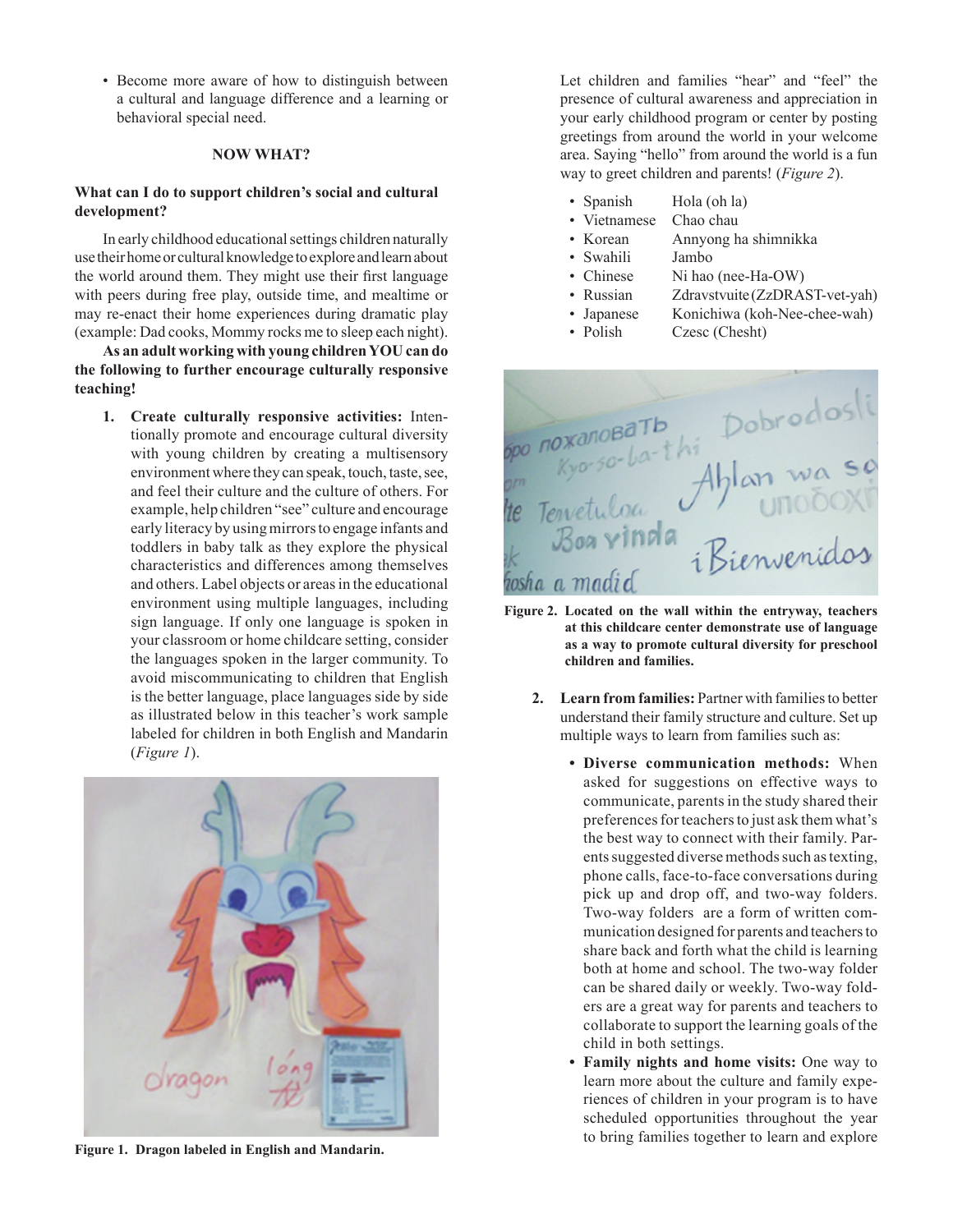- Become more aware of how to distinguish between a cultural and language difference and a learning or behavioral special need.

## NOW WHAT?

### What can I do to support children's social and cultural development?

In early childhood educational settings children naturally use their home or cultural knowledge to explore and learn about the world around them. They might use their first language with peers during free play, outside time, and mealtime or may re-enact their home experiences during dramatic play (example: Dad cooks, Mommy rocks me to sleep each night).

**As an adult working with young children YOU can do the following to further encourage culturally responsive teaching!**

1. **Create culturally responsive activities:** Intentionally promote and encourage cultural diversity with young children by creating a multisensory environment where they can speak, touch, taste, see, and feel their culture and the culture of others. For example, help children "see" culture and encourage early literacy by using mirrors to engage infants and toddlers in baby talk as they explore the physical characteristics and differences among themselves and others. Label objects or areas in the educational environment using multiple languages, including sign language. If only one language is spoken in your classroom or home childcare setting, consider the languages spoken in the larger community. To avoid miscommunicating to children that English is the better language, place languages side by side as illustrated below in this teacher's work sample labeled for children in both English and Mandarin (*Figure 1*).

**Figure 1. Dragon labeled in English and Mandarin.**

Let children and families "hear" and "feel" the presence of cultural awareness and appreciation in your early childhood program or center by posting greetings from around the world in your welcome area. Saying "hello" from around the world is a fun way to greet children and parents! (*Figure 2*).

- Spanish — Hola (oh la)
- Vietnamese — Chao chau
- Korean — Annyong ha shimnikka
- Swahili — Jambo
- Chinese — Ni hao (nee-Ha-OW)
- Russian — Zdravstvuite (ZzDRAST-vet-yah)
- Japanese — Konichiwa (koh-Nee-chee-wah)
- Polish — Czesc (Chesht)

**Figure 2. Located on the wall within the entryway, teachers at this childcare center demonstrate use of language as a way to promote cultural diversity for preschool children and families.**

2. **Learn from families:** Partner with families to better understand their family structure and culture. Set up multiple ways to learn from families such as:

   - **Diverse communication methods:** When asked for suggestions on effective ways to communicate, parents in the study shared their preferences for teachers to just ask them what's the best way to connect with their family. Parents suggested diverse methods such as texting, phone calls, face-to-face conversations during pick up and drop off, and two-way folders. Two-way folders are a form of written communication designed for parents and teachers to share back and forth what the child is learning both at home and school. The two-way folder can be shared daily or weekly. Two-way folders are a great way for parents and teachers to collaborate to support the learning goals of the child in both settings.
   - **Family nights and home visits:** One way to learn more about the culture and family experiences of children in your program is to have scheduled opportunities throughout the year to bring families together to learn and explore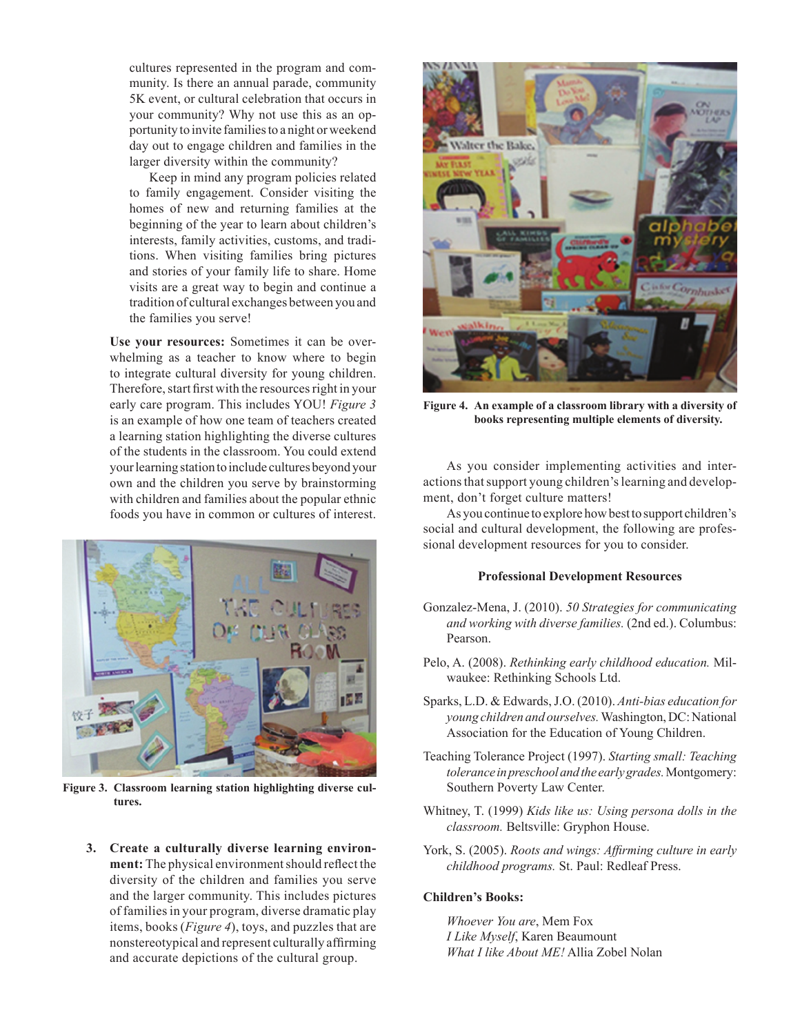cultures represented in the program and community. Is there an annual parade, community 5K event, or cultural celebration that occurs in your community? Why not use this as an opportunity to invite families to a night or weekend day out to engage children and families in the larger diversity within the community?

Keep in mind any program policies related to family engagement. Consider visiting the homes of new and returning families at the beginning of the year to learn about children's interests, family activities, customs, and traditions. When visiting families bring pictures and stories of your family life to share. Home visits are a great way to begin and continue a tradition of cultural exchanges between you and the families you serve!

**Use your resources:** Sometimes it can be overwhelming as a teacher to know where to begin to integrate cultural diversity for young children. Therefore, start first with the resources right in your early care program. This includes YOU! *Figure 3* is an example of how one team of teachers created a learning station highlighting the diverse cultures of the students in the classroom. You could extend your learning station to include cultures beyond your own and the children you serve by brainstorming with children and families about the popular ethnic foods you have in common or cultures of interest.

**Figure 3. Classroom learning station highlighting diverse cultures.**

3. **Create a culturally diverse learning environment:** The physical environment should reflect the diversity of the children and families you serve and the larger community. This includes pictures of families in your program, diverse dramatic play items, books (*Figure 4*), toys, and puzzles that are nonstereotypical and represent culturally affirming and accurate depictions of the cultural group.

**Figure 4. An example of a classroom library with a diversity of books representing multiple elements of diversity.**

As you consider implementing activities and interactions that support young children's learning and development, don't forget culture matters!

As you continue to explore how best to support children's social and cultural development, the following are professional development resources for you to consider.

### Professional Development Resources

Gonzalez-Mena, J. (2010). *50 Strategies for communicating and working with diverse families.* (2nd ed.). Columbus: Pearson.

Pelo, A. (2008). *Rethinking early childhood education.* Milwaukee: Rethinking Schools Ltd.

Sparks, L.D. & Edwards, J.O. (2010). *Anti-bias education for young children and ourselves.* Washington, DC: National Association for the Education of Young Children.

Teaching Tolerance Project (1997). *Starting small: Teaching tolerance in preschool and the early grades.* Montgomery: Southern Poverty Law Center.

Whitney, T. (1999) *Kids like us: Using persona dolls in the classroom.* Beltsville: Gryphon House.

York, S. (2005). *Roots and wings: Affirming culture in early childhood programs.* St. Paul: Redleaf Press.

**Children's Books:**

*Whoever You are*, Mem Fox
*I Like Myself*, Karen Beaumount
*What I like About ME!* Allia Zobel Nolan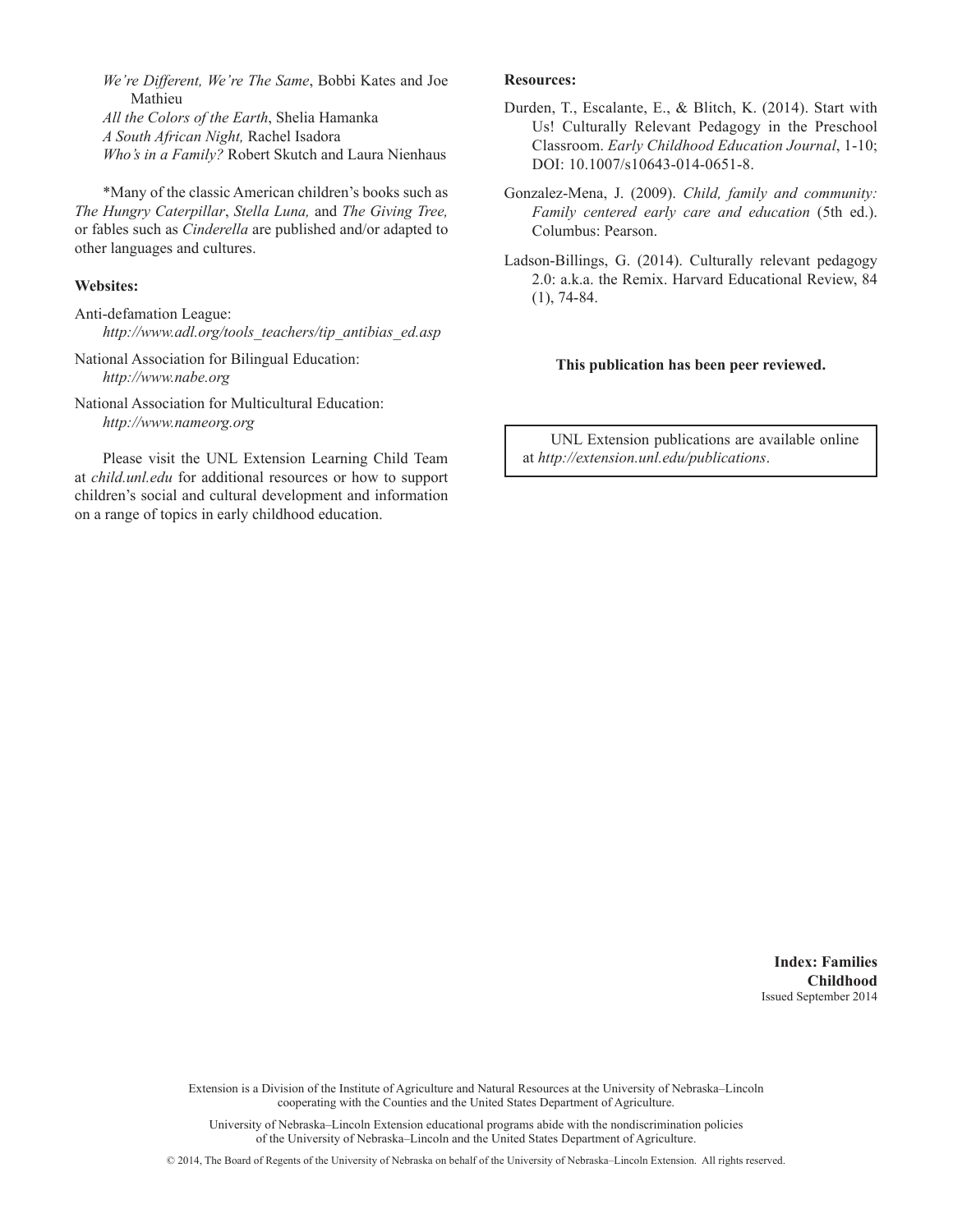*We're Different, We're The Same*, Bobbi Kates and Joe Mathieu
*All the Colors of the Earth*, Shelia Hamanka
*A South African Night,* Rachel Isadora
*Who's in a Family?* Robert Skutch and Laura Nienhaus

*Many of the classic American children's books such as *The Hungry Caterpillar*, *Stella Luna,* and *The Giving Tree,* or fables such as *Cinderella* are published and/or adapted to other languages and cultures.

**Websites:**

Anti-defamation League:
*http://www.adl.org/tools_teachers/tip_antibias_ed.asp*

National Association for Bilingual Education:
*http://www.nabe.org*

National Association for Multicultural Education:
*http://www.nameorg.org*

Please visit the UNL Extension Learning Child Team at *child.unl.edu* for additional resources or how to support children's social and cultural development and information on a range of topics in early childhood education.

**Resources:**

Durden, T., Escalante, E., & Blitch, K. (2014). Start with Us! Culturally Relevant Pedagogy in the Preschool Classroom. *Early Childhood Education Journal*, 1-10; DOI: 10.1007/s10643-014-0651-8.

Gonzalez-Mena, J. (2009). *Child, family and community: Family centered early care and education* (5th ed.). Columbus: Pearson.

Ladson-Billings, G. (2014). Culturally relevant pedagogy 2.0: a.k.a. the Remix. Harvard Educational Review, 84 (1), 74-84.

**This publication has been peer reviewed.**

UNL Extension publications are available online at *http://extension.unl.edu/publications*.

**Index: Families**
**Childhood**
Issued September 2014

Extension is a Division of the Institute of Agriculture and Natural Resources at the University of Nebraska–Lincoln cooperating with the Counties and the United States Department of Agriculture.

University of Nebraska–Lincoln Extension educational programs abide with the nondiscrimination policies of the University of Nebraska–Lincoln and the United States Department of Agriculture.

© 2014, The Board of Regents of the University of Nebraska on behalf of the University of Nebraska–Lincoln Extension. All rights reserved.